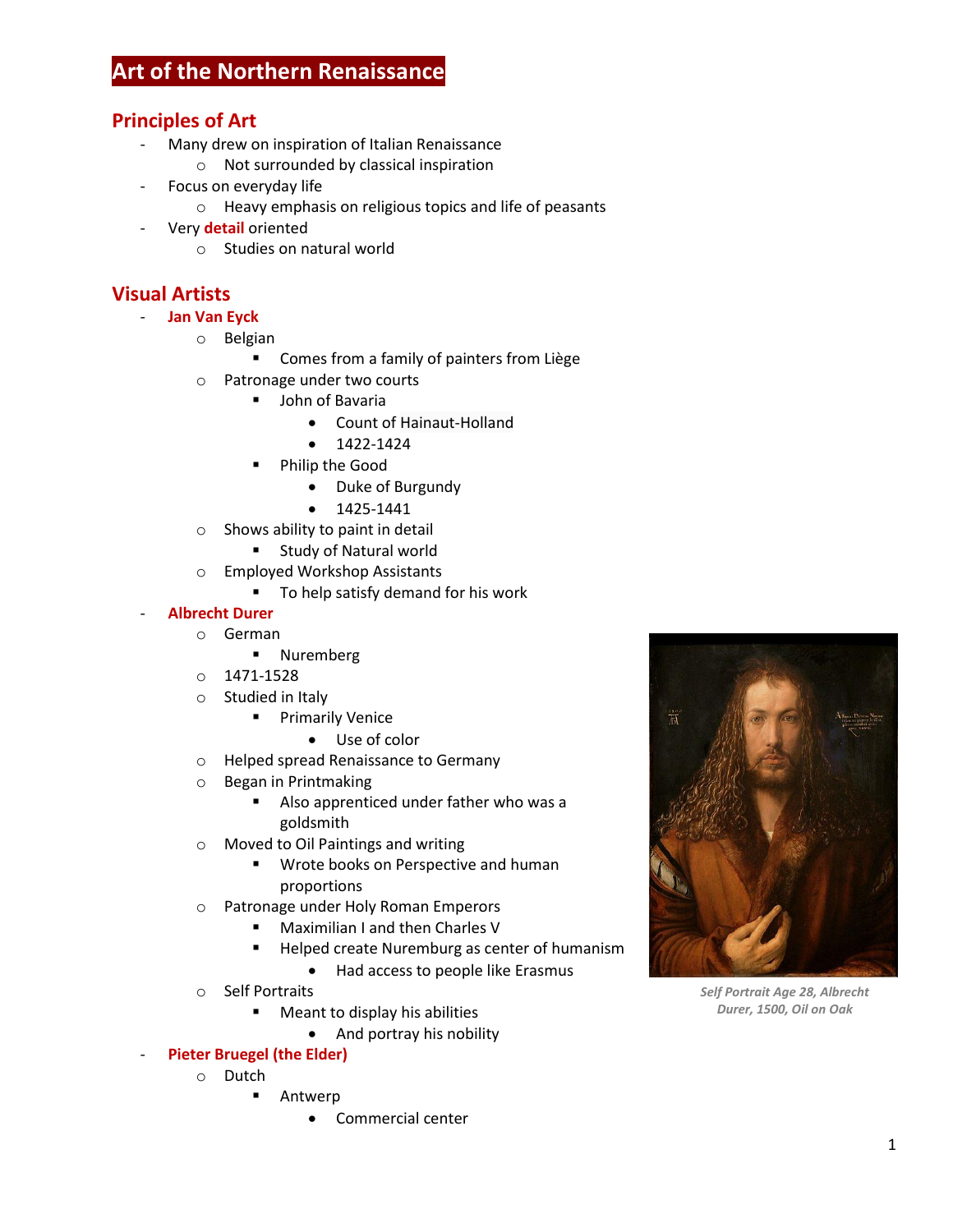# Art of the Northern Renaissance

## Principles of Art

- Many drew on inspiration of Italian Renaissance
  - Not surrounded by classical inspiration
- Focus on everyday life
  - Heavy emphasis on religious topics and life of peasants
- Very **detail** oriented
  - Studies on natural world

## Visual Artists

- **Jan Van Eyck**
  - Belgian
    - Comes from a family of painters from Liège
  - Patronage under two courts
    - John of Bavaria
      - Count of Hainaut-Holland
      - 1422-1424
    - Philip the Good
      - Duke of Burgundy
      - 1425-1441
  - Shows ability to paint in detail
    - Study of Natural world
  - Employed Workshop Assistants
    - To help satisfy demand for his work
- **Albrecht Durer**
  - German
    - Nuremberg
  - 1471-1528
  - Studied in Italy
    - Primarily Venice
      - Use of color
  - Helped spread Renaissance to Germany
  - Began in Printmaking
    - Also apprenticed under father who was a goldsmith
  - Moved to Oil Paintings and writing
    - Wrote books on Perspective and human proportions
  - Patronage under Holy Roman Emperors
    - Maximilian I and then Charles V
    - Helped create Nuremburg as center of humanism
      - Had access to people like Erasmus
  - Self Portraits
    - Meant to display his abilities
      - And portray his nobility
- **Pieter Bruegel (the Elder)**
  - Dutch
    - Antwerp
      - Commercial center

*Self Portrait Age 28, Albrecht Durer, 1500, Oil on Oak*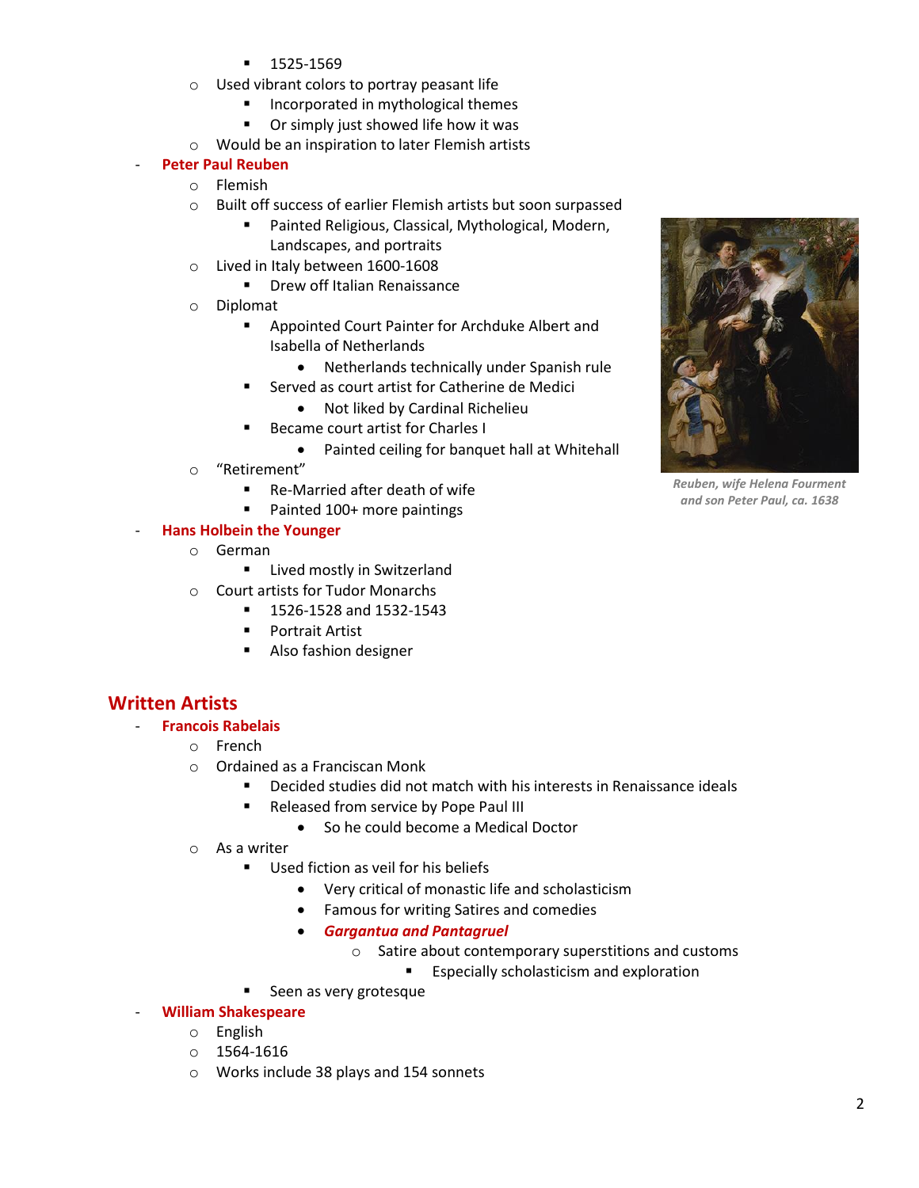- 1525-1569
    - Used vibrant colors to portray peasant life
        - Incorporated in mythological themes
        - Or simply just showed life how it was
    - Would be an inspiration to later Flemish artists
- **Peter Paul Reuben**
    - Flemish
    - Built off success of earlier Flemish artists but soon surpassed
        - Painted Religious, Classical, Mythological, Modern, Landscapes, and portraits
    - Lived in Italy between 1600-1608
        - Drew off Italian Renaissance
    - Diplomat
        - Appointed Court Painter for Archduke Albert and Isabella of Netherlands
            - Netherlands technically under Spanish rule
        - Served as court artist for Catherine de Medici
            - Not liked by Cardinal Richelieu
        - Became court artist for Charles I
            - Painted ceiling for banquet hall at Whitehall
    - "Retirement"
        - Re-Married after death of wife
        - Painted 100+ more paintings

*Reuben, wife Helena Fourment and son Peter Paul, ca. 1638*

- **Hans Holbein the Younger**
    - German
        - Lived mostly in Switzerland
    - Court artists for Tudor Monarchs
        - 1526-1528 and 1532-1543
        - Portrait Artist
        - Also fashion designer

## Written Artists

- **Francois Rabelais**
    - French
    - Ordained as a Franciscan Monk
        - Decided studies did not match with his interests in Renaissance ideals
        - Released from service by Pope Paul III
            - So he could become a Medical Doctor
    - As a writer
        - Used fiction as veil for his beliefs
            - Very critical of monastic life and scholasticism
            - Famous for writing Satires and comedies
            - ***Gargantua and Pantagruel***
                - Satire about contemporary superstitions and customs
                    - Especially scholasticism and exploration
        - Seen as very grotesque
- **William Shakespeare**
    - English
    - 1564-1616
    - Works include 38 plays and 154 sonnets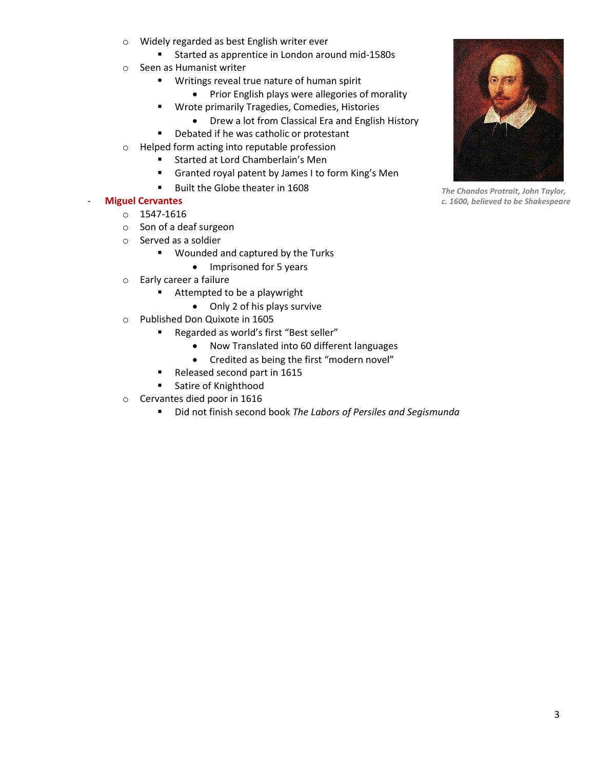- Widely regarded as best English writer ever
  - Started as apprentice in London around mid-1580s
- Seen as Humanist writer
  - Writings reveal true nature of human spirit
    - Prior English plays were allegories of morality
  - Wrote primarily Tragedies, Comedies, Histories
    - Drew a lot from Classical Era and English History
  - Debated if he was catholic or protestant
- Helped form acting into reputable profession
  - Started at Lord Chamberlain's Men
  - Granted royal patent by James I to form King's Men
  - Built the Globe theater in 1608

*The Chandos Protrait, John Taylor, c. 1600, believed to be Shakespeare*

- **Miguel Cervantes**
  - 1547-1616
  - Son of a deaf surgeon
  - Served as a soldier
    - Wounded and captured by the Turks
      - Imprisoned for 5 years
  - Early career a failure
    - Attempted to be a playwright
      - Only 2 of his plays survive
  - Published Don Quixote in 1605
    - Regarded as world's first "Best seller"
      - Now Translated into 60 different languages
      - Credited as being the first "modern novel"
    - Released second part in 1615
    - Satire of Knighthood
  - Cervantes died poor in 1616
    - Did not finish second book *The Labors of Persiles and Segismunda*